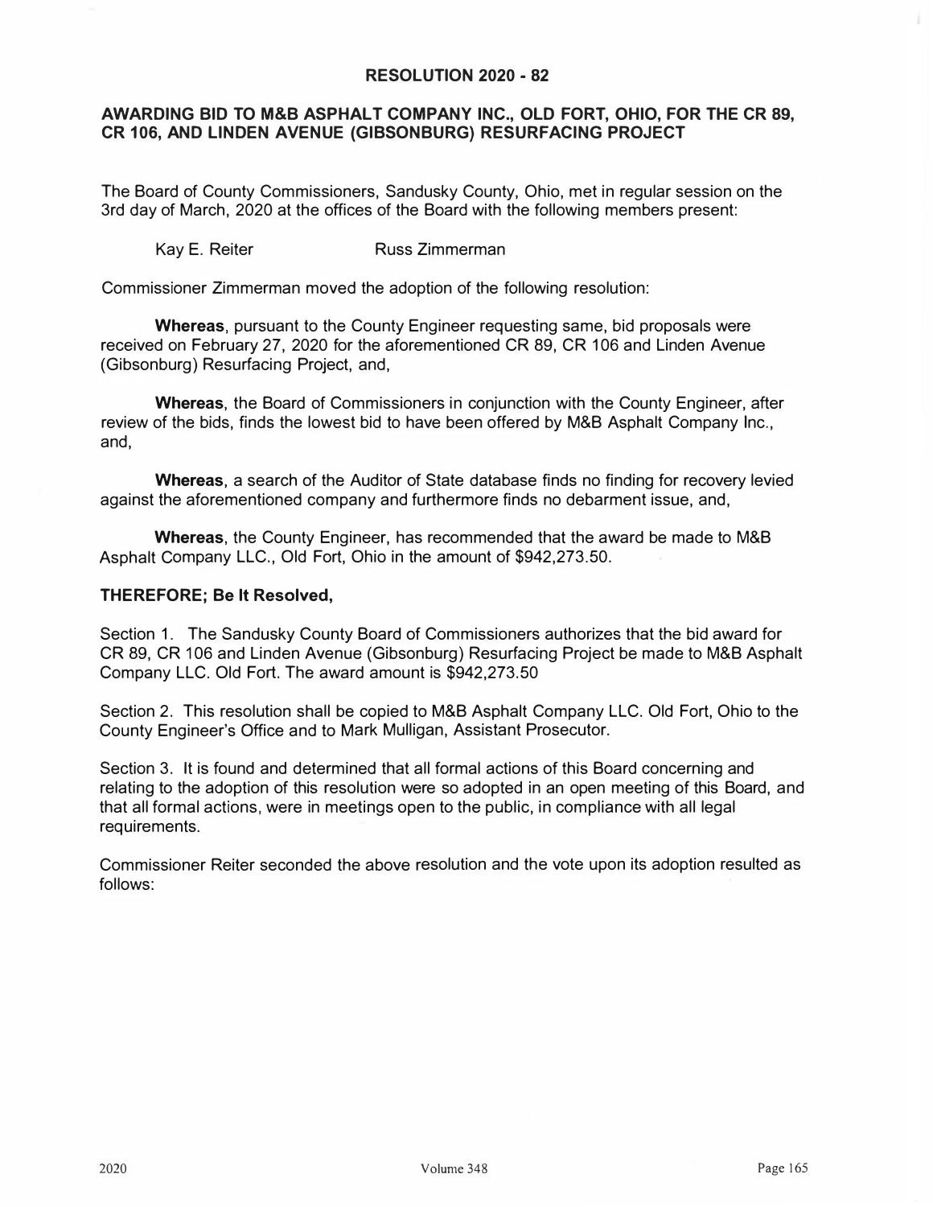# RESOLUTION 2020 - 82

## AWARDING BID TO M&B ASPHALT COMPANY INC., OLD FORT, OHIO, FOR THE CR 89, CR 106, AND LINDEN AVENUE (GIBSONBURG) RESURFACING PROJECT

The Board of County Commissioners, Sandusky County, Ohio, met in regular session on the 3rd day of March, 2020 at the offices of the Board with the following members present:

Kay E. Reiter　　　　Russ Zimmerman

Commissioner Zimmerman moved the adoption of the following resolution:

**Whereas**, pursuant to the County Engineer requesting same, bid proposals were received on February 27, 2020 for the aforementioned CR 89, CR 106 and Linden Avenue (Gibsonburg) Resurfacing Project, and,

**Whereas**, the Board of Commissioners in conjunction with the County Engineer, after review of the bids, finds the lowest bid to have been offered by M&B Asphalt Company Inc., and,

**Whereas**, a search of the Auditor of State database finds no finding for recovery levied against the aforementioned company and furthermore finds no debarment issue, and,

**Whereas**, the County Engineer, has recommended that the award be made to M&B Asphalt Company LLC., Old Fort, Ohio in the amount of $942,273.50.

**THEREFORE; Be It Resolved,**

Section 1. The Sandusky County Board of Commissioners authorizes that the bid award for CR 89, CR 106 and Linden Avenue (Gibsonburg) Resurfacing Project be made to M&B Asphalt Company LLC. Old Fort. The award amount is $942,273.50

Section 2. This resolution shall be copied to M&B Asphalt Company LLC. Old Fort, Ohio to the County Engineer's Office and to Mark Mulligan, Assistant Prosecutor.

Section 3. It is found and determined that all formal actions of this Board concerning and relating to the adoption of this resolution were so adopted in an open meeting of this Board, and that all formal actions, were in meetings open to the public, in compliance with all legal requirements.

Commissioner Reiter seconded the above resolution and the vote upon its adoption resulted as follows: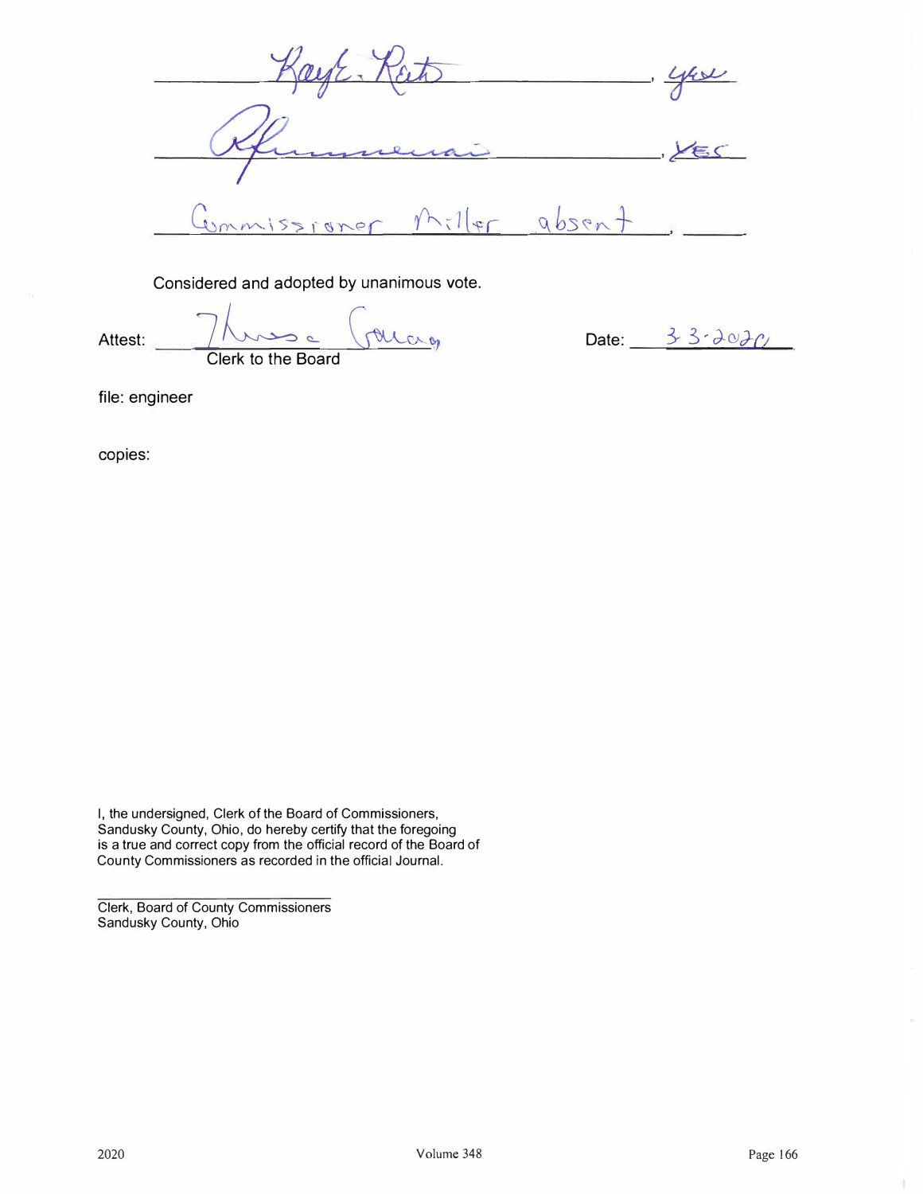Kayl. Reis, yes

Rfummerai, YES

Commissioner Miller absent, \_\_\_\_

Considered and adopted by unanimous vote.

Attest: \_\_\_\_\_\_\_\_\_\_\_\_\_\_\_\_\_\_\_\_ Date: 3-3-2020
Clerk to the Board

file: engineer

copies:

I, the undersigned, Clerk of the Board of Commissioners, Sandusky County, Ohio, do hereby certify that the foregoing is a true and correct copy from the official record of the Board of County Commissioners as recorded in the official Journal.

\_\_\_\_\_\_\_\_\_\_\_\_\_\_\_\_\_\_\_\_
Clerk, Board of County Commissioners
Sandusky County, Ohio